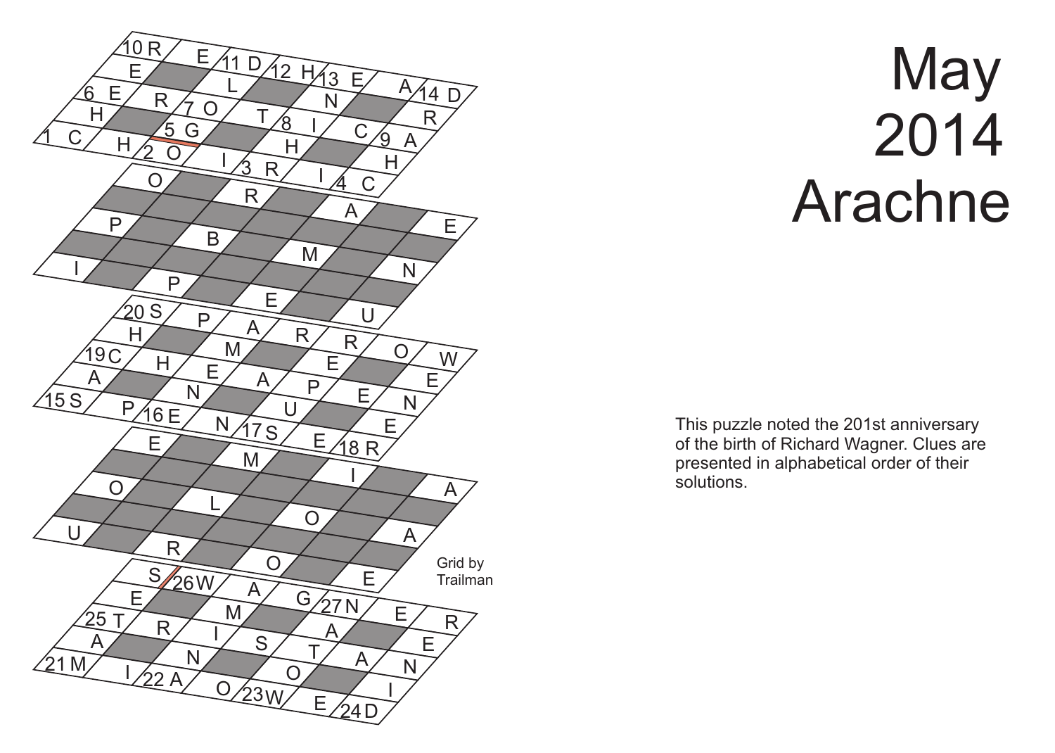# May 2014 Arachne

This puzzle noted the 201st anniversary of the birth of Richard Wagner. Clues are presented in alphabetical order of their solutions.

Grid by Trailman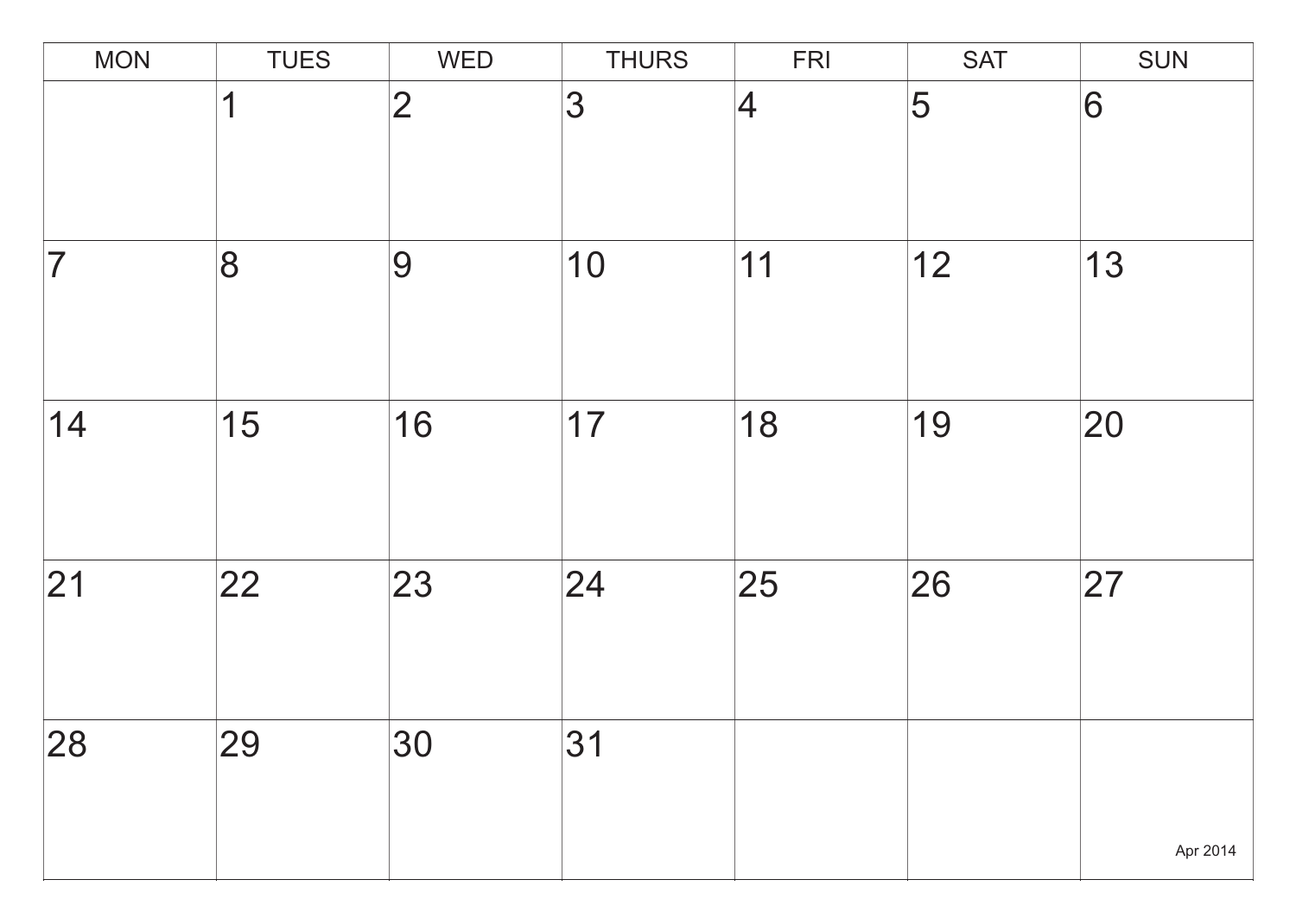| MON | TUES | WED | THURS | FRI | SAT | SUN |
| --- | --- | --- | --- | --- | --- | --- |
| | 1 | 2 | 3 | 4 | 5 | 6 |
| 7 | 8 | 9 | 10 | 11 | 12 | 13 |
| 14 | 15 | 16 | 17 | 18 | 19 | 20 |
| 21 | 22 | 23 | 24 | 25 | 26 | 27 |
| 28 | 29 | 30 | 31 | | | Apr 2014 |